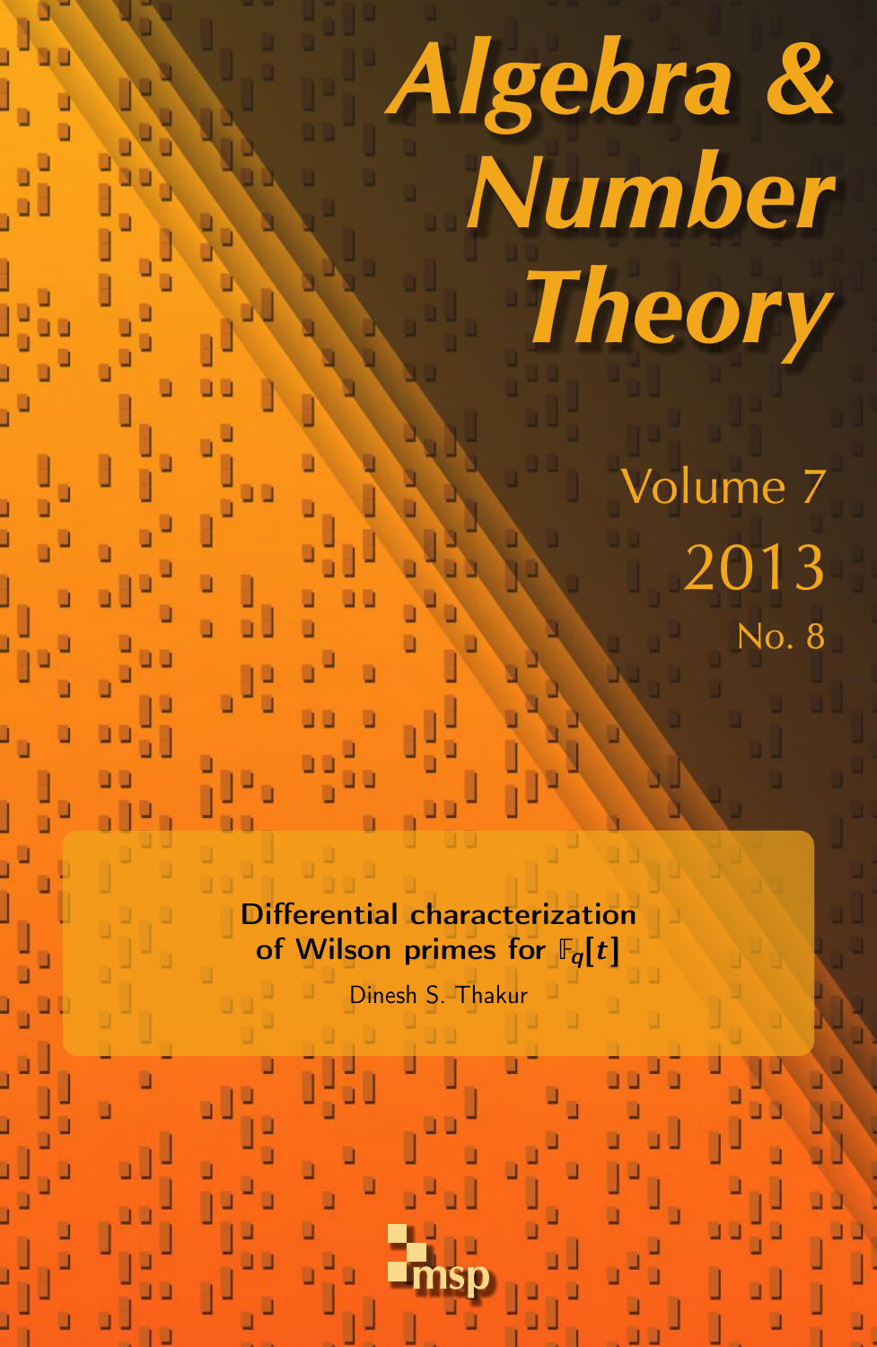# Algebra & Number Theory

Volume 7

2013

No. 8

## Differential characterization of Wilson primes for $\mathbb{F}_q[t]$

Dinesh S. Thakur

msp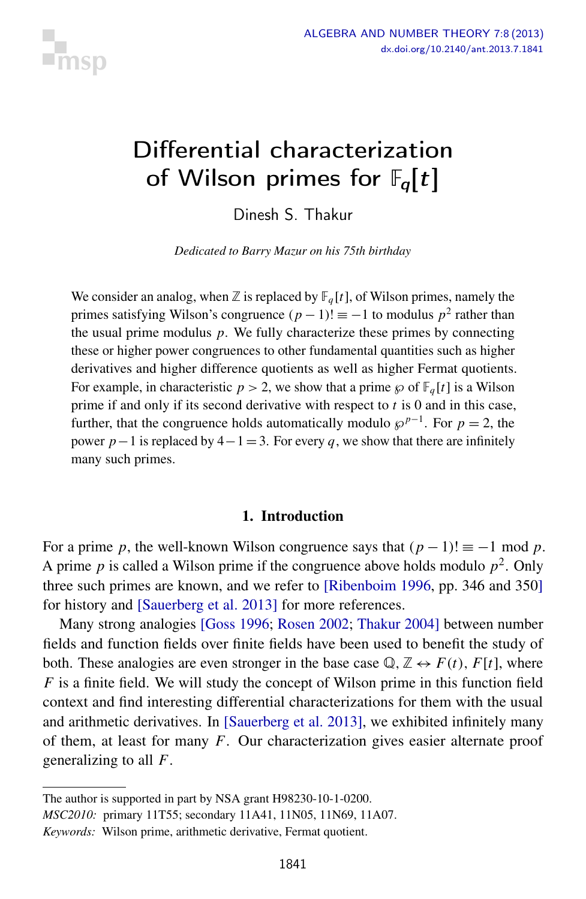# Differential characterization of Wilson primes for $\mathbb{F}_q[t]$

Dinesh S. Thakur

*Dedicated to Barry Mazur on his 75th birthday*

We consider an analog, when $\mathbb{Z}$ is replaced by $\mathbb{F}_q[t]$, of Wilson primes, namely the primes satisfying Wilson's congruence $(p-1)! \equiv -1$ to modulus $p^2$ rather than the usual prime modulus $p$. We fully characterize these primes by connecting these or higher power congruences to other fundamental quantities such as higher derivatives and higher difference quotients as well as higher Fermat quotients. For example, in characteristic $p > 2$, we show that a prime $\wp$ of $\mathbb{F}_q[t]$ is a Wilson prime if and only if its second derivative with respect to $t$ is 0 and in this case, further, that the congruence holds automatically modulo $\wp^{p-1}$. For $p = 2$, the power $p-1$ is replaced by $4-1=3$. For every $q$, we show that there are infinitely many such primes.

## 1. Introduction

For a prime $p$, the well-known Wilson congruence says that $(p-1)! \equiv -1 \bmod p$. A prime $p$ is called a Wilson prime if the congruence above holds modulo $p^2$. Only three such primes are known, and we refer to [Ribenboim 1996, pp. 346 and 350] for history and [Sauerberg et al. 2013] for more references.

Many strong analogies [Goss 1996; Rosen 2002; Thakur 2004] between number fields and function fields over finite fields have been used to benefit the study of both. These analogies are even stronger in the base case $\mathbb{Q}, \mathbb{Z} \leftrightarrow F(t), F[t]$, where $F$ is a finite field. We will study the concept of Wilson prime in this function field context and find interesting differential characterizations for them with the usual and arithmetic derivatives. In [Sauerberg et al. 2013], we exhibited infinitely many of them, at least for many $F$. Our characterization gives easier alternate proof generalizing to all $F$.

---

The author is supported in part by NSA grant H98230-10-1-0200.

*MSC2010:* primary 11T55; secondary 11A41, 11N05, 11N69, 11A07.

*Keywords:* Wilson prime, arithmetic derivative, Fermat quotient.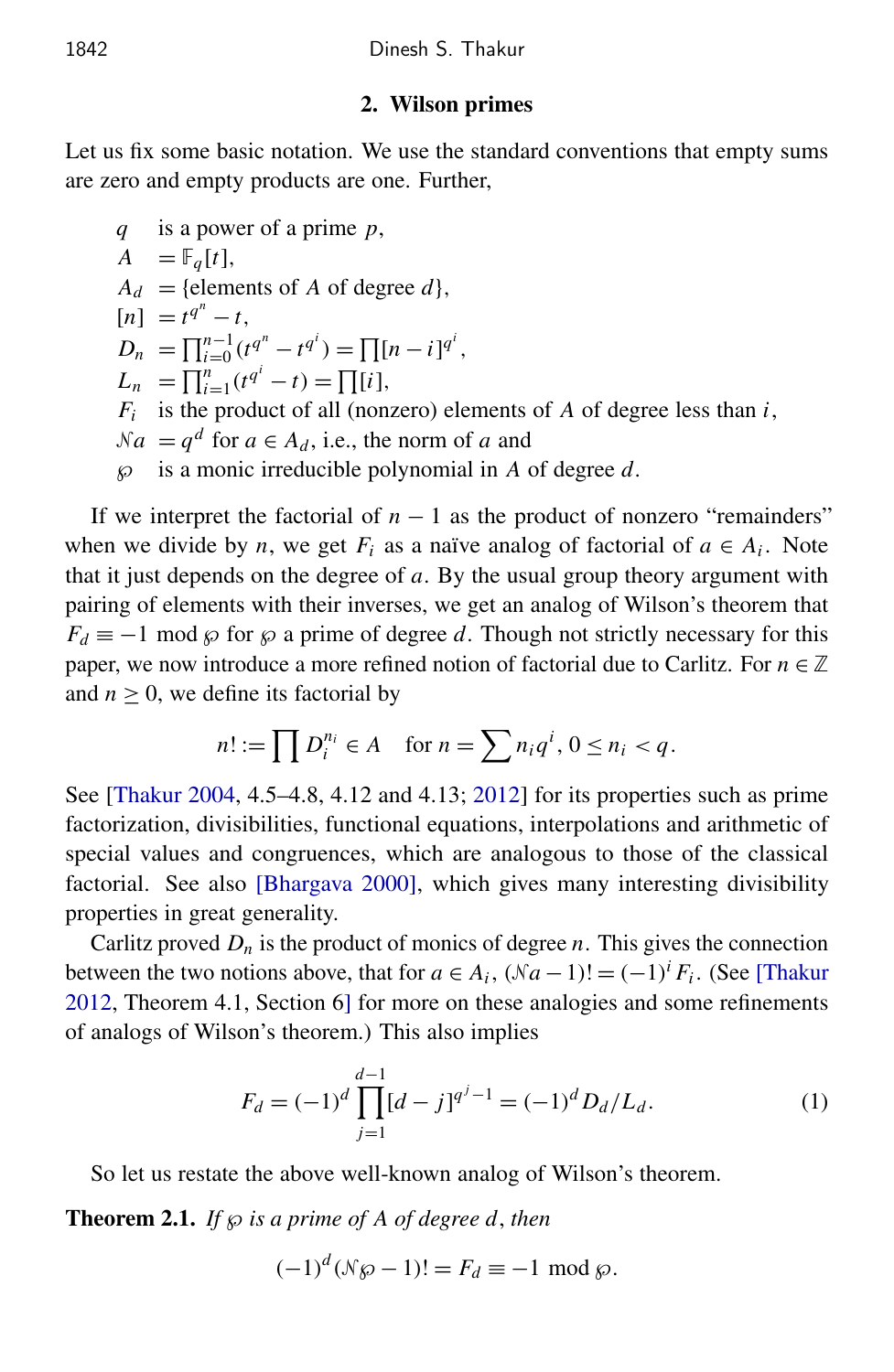## 2. Wilson primes

Let us fix some basic notation. We use the standard conventions that empty sums are zero and empty products are one. Further,

- $q$ is a power of a prime $p$,
- $A = \mathbb{F}_q[t]$,
- $A_d$ = {elements of $A$ of degree $d$},
- $[n] = t^{q^n} - t$,
- $D_n = \prod_{i=0}^{n-1}(t^{q^n} - t^{q^i}) = \prod [n-i]^{q^i}$,
- $L_n = \prod_{i=1}^{n}(t^{q^i} - t) = \prod [i]$,
- $F_i$ is the product of all (nonzero) elements of $A$ of degree less than $i$,
- $\mathcal{N}a = q^d$ for $a \in A_d$, i.e., the norm of $a$ and
- $\wp$ is a monic irreducible polynomial in $A$ of degree $d$.

If we interpret the factorial of $n-1$ as the product of nonzero "remainders" when we divide by $n$, we get $F_i$ as a naïve analog of factorial of $a \in A_i$. Note that it just depends on the degree of $a$. By the usual group theory argument with pairing of elements with their inverses, we get an analog of Wilson's theorem that $F_d \equiv -1 \bmod \wp$ for $\wp$ a prime of degree $d$. Though not strictly necessary for this paper, we now introduce a more refined notion of factorial due to Carlitz. For $n \in \mathbb{Z}$ and $n \geq 0$, we define its factorial by

$$n! := \prod D_i^{n_i} \in A \quad \text{for } n = \sum n_i q^i, \, 0 \leq n_i < q.$$

See [Thakur 2004, 4.5–4.8, 4.12 and 4.13; 2012] for its properties such as prime factorization, divisibilities, functional equations, interpolations and arithmetic of special values and congruences, which are analogous to those of the classical factorial. See also [Bhargava 2000], which gives many interesting divisibility properties in great generality.

Carlitz proved $D_n$ is the product of monics of degree $n$. This gives the connection between the two notions above, that for $a \in A_i$, $(\mathcal{N}a - 1)! = (-1)^i F_i$. (See [Thakur 2012, Theorem 4.1, Section 6] for more on these analogies and some refinements of analogs of Wilson's theorem.) This also implies

$$F_d = (-1)^d \prod_{j=1}^{d-1} [d-j]^{q^j - 1} = (-1)^d D_d / L_d. \tag{1}$$

So let us restate the above well-known analog of Wilson's theorem.

**Theorem 2.1.** *If $\wp$ is a prime of $A$ of degree $d$, then*

$$(-1)^d (\mathcal{N}\wp - 1)! = F_d \equiv -1 \bmod \wp.$$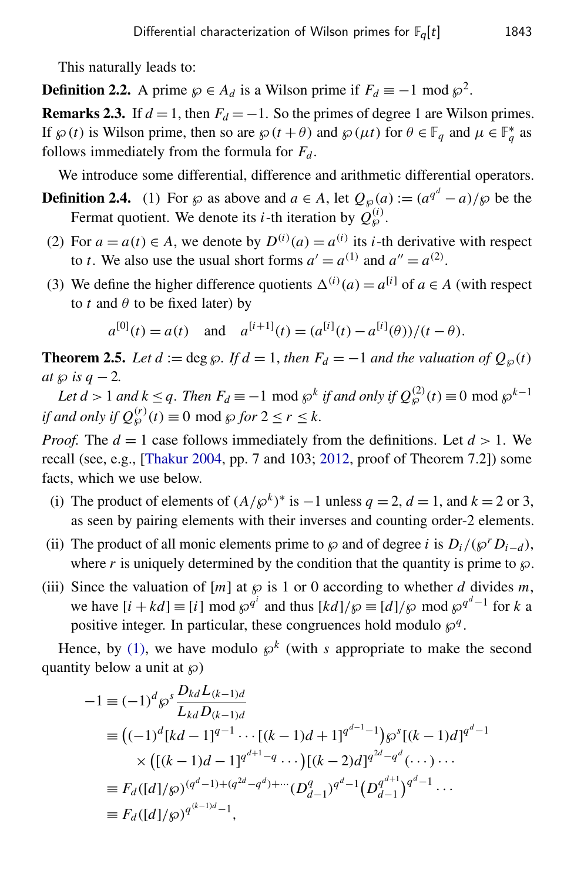This naturally leads to:

**Definition 2.2.** A prime $\wp \in A_d$ is a Wilson prime if $F_d \equiv -1 \bmod \wp^2$.

**Remarks 2.3.** If $d = 1$, then $F_d = -1$. So the primes of degree 1 are Wilson primes. If $\wp(t)$ is Wilson prime, then so are $\wp(t+\theta)$ and $\wp(\mu t)$ for $\theta \in \mathbb{F}_q$ and $\mu \in \mathbb{F}_q^*$ as follows immediately from the formula for $F_d$.

We introduce some differential, difference and arithmetic differential operators.

**Definition 2.4.** (1) For $\wp$ as above and $a \in A$, let $Q_\wp(a) := (a^{q^d} - a)/\wp$ be the Fermat quotient. We denote its $i$-th iteration by $Q_\wp^{(i)}$.

(2) For $a = a(t) \in A$, we denote by $D^{(i)}(a) = a^{(i)}$ its $i$-th derivative with respect to $t$. We also use the usual short forms $a' = a^{(1)}$ and $a'' = a^{(2)}$.

(3) We define the higher difference quotients $\Delta^{(i)}(a) = a^{[i]}$ of $a \in A$ (with respect to $t$ and $\theta$ to be fixed later) by

$$a^{[0]}(t) = a(t) \quad \text{and} \quad a^{[i+1]}(t) = (a^{[i]}(t) - a^{[i]}(\theta))/(t-\theta).$$

**Theorem 2.5.** *Let $d := \deg \wp$. If $d = 1$, then $F_d = -1$ and the valuation of $Q_\wp(t)$ at $\wp$ is $q-2$.*

*Let $d > 1$ and $k \le q$. Then $F_d \equiv -1 \bmod \wp^k$ if and only if $Q_\wp^{(2)}(t) \equiv 0 \bmod \wp^{k-1}$ if and only if $Q_\wp^{(r)}(t) \equiv 0 \bmod \wp$ for $2 \le r \le k$.*

*Proof.* The $d = 1$ case follows immediately from the definitions. Let $d > 1$. We recall (see, e.g., [Thakur 2004, pp. 7 and 103; 2012, proof of Theorem 7.2]) some facts, which we use below.

(i) The product of elements of $(A/\wp^k)^*$ is $-1$ unless $q = 2$, $d = 1$, and $k = 2$ or $3$, as seen by pairing elements with their inverses and counting order-2 elements.

(ii) The product of all monic elements prime to $\wp$ and of degree $i$ is $D_i/(\wp^r D_{i-d})$, where $r$ is uniquely determined by the condition that the quantity is prime to $\wp$.

(iii) Since the valuation of $[m]$ at $\wp$ is 1 or 0 according to whether $d$ divides $m$, we have $[i+kd] \equiv [i] \bmod \wp^{q^i}$ and thus $[kd]/\wp \equiv [d]/\wp \bmod \wp^{q^d-1}$ for $k$ a positive integer. In particular, these congruences hold modulo $\wp^q$.

Hence, by (1), we have modulo $\wp^k$ (with $s$ appropriate to make the second quantity below a unit at $\wp$)

$$\begin{aligned}
-1 &\equiv (-1)^d \wp^s \frac{D_{kd} L_{(k-1)d}}{L_{kd} D_{(k-1)d}} \\
&\equiv \big((-1)^d [kd-1]^{q-1} \cdots [(k-1)d+1]^{q^{d-1}-1}\big) \wp^s [(k-1)d]^{q^d-1} \\
&\quad \times \big([(k-1)d-1]^{q^{d+1}-q} \cdots\big) [(k-2)d]^{q^{2d}-q^d} (\cdots) \cdots \\
&\equiv F_d([d]/\wp)^{(q^d-1)+(q^{2d}-q^d)+\cdots} (D_{d-1}^q)^{q^d-1} \big(D_{d-1}^{q^{d+1}}\big)^{q^d-1} \cdots \\
&\equiv F_d([d]/\wp)^{q^{(k-1)d}-1},
\end{aligned}$$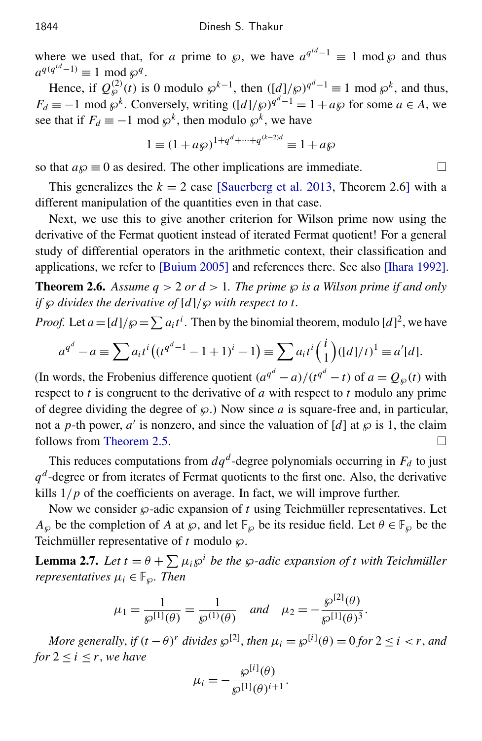where we used that, for $a$ prime to $\wp$, we have $a^{q^{id}-1} \equiv 1 \bmod \wp$ and thus $a^{q(q^{id}-1)} \equiv 1 \bmod \wp^q$.

Hence, if $Q_\wp^{(2)}(t)$ is 0 modulo $\wp^{k-1}$, then $([d]/\wp)^{q^d-1} \equiv 1 \bmod \wp^k$, and thus, $F_d \equiv -1 \bmod \wp^k$. Conversely, writing $([d]/\wp)^{q^d-1} = 1 + a\wp$ for some $a \in A$, we see that if $F_d \equiv -1 \bmod \wp^k$, then modulo $\wp^k$, we have

$$1 \equiv (1+a\wp)^{1+q^d+\cdots+q^{(k-2)d}} \equiv 1 + a\wp$$

so that $a\wp \equiv 0$ as desired. The other implications are immediate. □

This generalizes the $k = 2$ case [Sauerberg et al. 2013, Theorem 2.6] with a different manipulation of the quantities even in that case.

Next, we use this to give another criterion for Wilson prime now using the derivative of the Fermat quotient instead of iterated Fermat quotient! For a general study of differential operators in the arithmetic context, their classification and applications, we refer to [Buium 2005] and references there. See also [Ihara 1992].

**Theorem 2.6.** *Assume $q > 2$ or $d > 1$. The prime $\wp$ is a Wilson prime if and only if $\wp$ divides the derivative of $[d]/\wp$ with respect to $t$.*

*Proof.* Let $a = [d]/\wp = \sum a_i t^i$. Then by the binomial theorem, modulo $[d]^2$, we have

$$a^{q^d} - a \equiv \sum a_i t^i \left((t^{q^d-1} - 1 + 1)^i - 1\right) \equiv \sum a_i t^i \binom{i}{1} ([d]/t)^1 \equiv a'[d].$$

(In words, the Frobenius difference quotient $(a^{q^d} - a)/(t^{q^d} - t)$ of $a = Q_\wp(t)$ with respect to $t$ is congruent to the derivative of $a$ with respect to $t$ modulo any prime of degree dividing the degree of $\wp$.) Now since $a$ is square-free and, in particular, not a $p$-th power, $a'$ is nonzero, and since the valuation of $[d]$ at $\wp$ is 1, the claim follows from Theorem 2.5. □

This reduces computations from $dq^d$-degree polynomials occurring in $F_d$ to just $q^d$-degree or from iterates of Fermat quotients to the first one. Also, the derivative kills $1/p$ of the coefficients on average. In fact, we will improve further.

Now we consider $\wp$-adic expansion of $t$ using Teichmüller representatives. Let $A_\wp$ be the completion of $A$ at $\wp$, and let $\mathbb{F}_\wp$ be its residue field. Let $\theta \in \mathbb{F}_\wp$ be the Teichmüller representative of $t$ modulo $\wp$.

**Lemma 2.7.** *Let $t = \theta + \sum \mu_i \wp^i$ be the $\wp$-adic expansion of $t$ with Teichmüller representatives $\mu_i \in \mathbb{F}_\wp$. Then*

$$\mu_1 = \frac{1}{\wp^{[1]}(\theta)} = \frac{1}{\wp^{(1)}(\theta)} \quad \textit{and} \quad \mu_2 = -\frac{\wp^{[2]}(\theta)}{\wp^{[1]}(\theta)^3}.$$

*More generally, if $(t-\theta)^r$ divides $\wp^{[2]}$, then $\mu_i = \wp^{[i]}(\theta) = 0$ for $2 \le i < r$, and for $2 \le i \le r$, we have*

$$\mu_i = -\frac{\wp^{[i]}(\theta)}{\wp^{[1]}(\theta)^{i+1}}.$$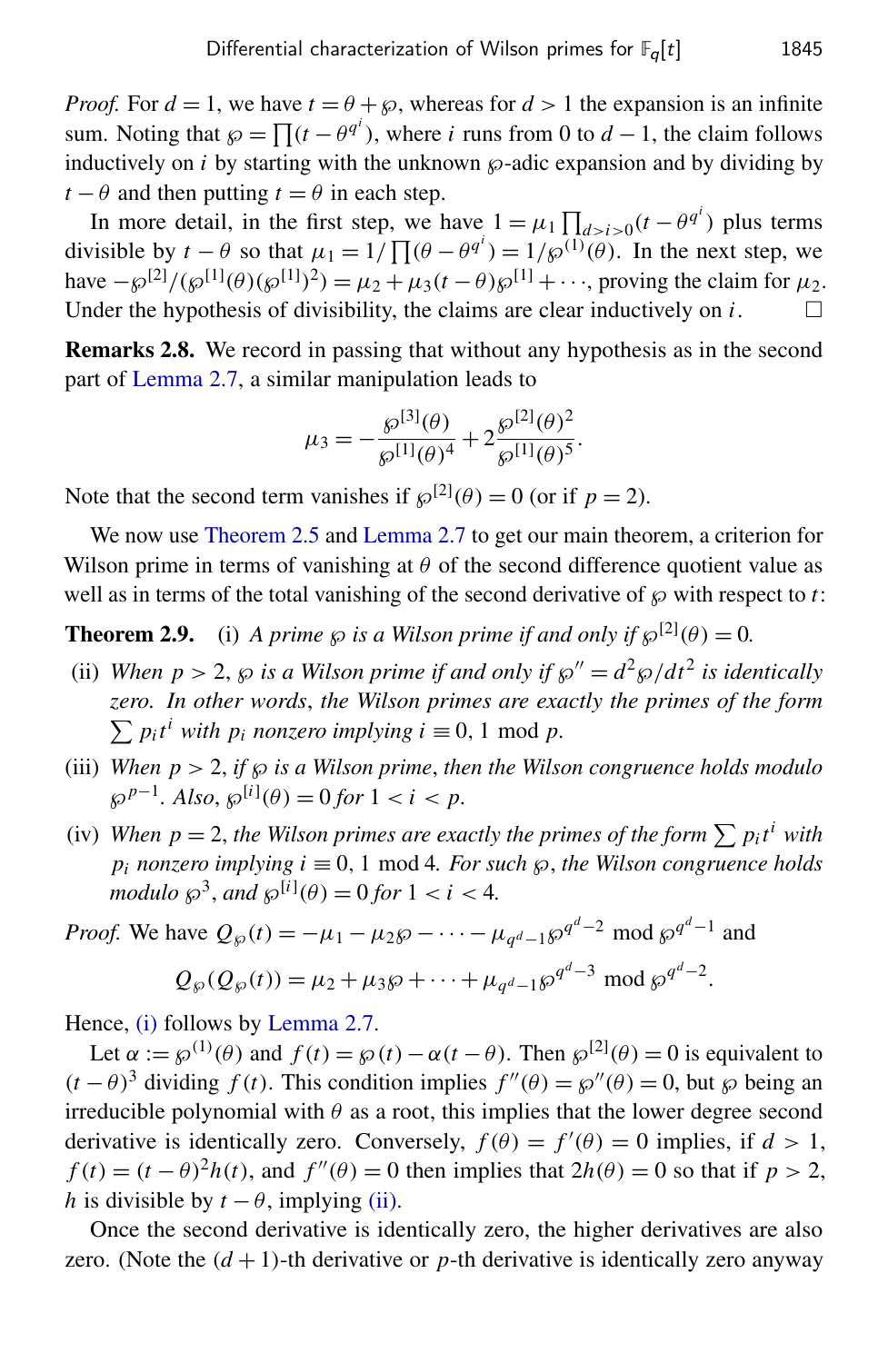*Proof.* For $d = 1$, we have $t = \theta + \wp$, whereas for $d > 1$ the expansion is an infinite sum. Noting that $\wp = \prod(t - \theta^{q^i})$, where $i$ runs from 0 to $d-1$, the claim follows inductively on $i$ by starting with the unknown $\wp$-adic expansion and by dividing by $t - \theta$ and then putting $t = \theta$ in each step.

In more detail, in the first step, we have $1 = \mu_1 \prod_{d > i > 0}(t - \theta^{q^i})$ plus terms divisible by $t - \theta$ so that $\mu_1 = 1/\prod(\theta - \theta^{q^i}) = 1/\wp^{(1)}(\theta)$. In the next step, we have $-\wp^{[2]}/(\wp^{[1]}(\theta)(\wp^{[1]})^2) = \mu_2 + \mu_3(t-\theta)\wp^{[1]} + \cdots$, proving the claim for $\mu_2$. Under the hypothesis of divisibility, the claims are clear inductively on $i$. □

**Remarks 2.8.** We record in passing that without any hypothesis as in the second part of Lemma 2.7, a similar manipulation leads to

$$\mu_3 = -\frac{\wp^{[3]}(\theta)}{\wp^{[1]}(\theta)^4} + 2\frac{\wp^{[2]}(\theta)^2}{\wp^{[1]}(\theta)^5}.$$

Note that the second term vanishes if $\wp^{[2]}(\theta) = 0$ (or if $p = 2$).

We now use Theorem 2.5 and Lemma 2.7 to get our main theorem, a criterion for Wilson prime in terms of vanishing at $\theta$ of the second difference quotient value as well as in terms of the total vanishing of the second derivative of $\wp$ with respect to $t$:

**Theorem 2.9.** (i) *A prime $\wp$ is a Wilson prime if and only if $\wp^{[2]}(\theta) = 0$.*

(ii) *When $p > 2$, $\wp$ is a Wilson prime if and only if $\wp'' = d^2\wp/dt^2$ is identically zero. In other words, the Wilson primes are exactly the primes of the form $\sum p_i t^i$ with $p_i$ nonzero implying $i \equiv 0, 1 \bmod p$.*

(iii) *When $p > 2$, if $\wp$ is a Wilson prime, then the Wilson congruence holds modulo $\wp^{p-1}$. Also, $\wp^{[i]}(\theta) = 0$ for $1 < i < p$.*

(iv) *When $p = 2$, the Wilson primes are exactly the primes of the form $\sum p_i t^i$ with $p_i$ nonzero implying $i \equiv 0, 1 \bmod 4$. For such $\wp$, the Wilson congruence holds modulo $\wp^3$, and $\wp^{[i]}(\theta) = 0$ for $1 < i < 4$.*

*Proof.* We have $Q_\wp(t) = -\mu_1 - \mu_2\wp - \cdots - \mu_{q^d-1}\wp^{q^d-2} \bmod \wp^{q^d-1}$ and

$$Q_\wp(Q_\wp(t)) = \mu_2 + \mu_3\wp + \cdots + \mu_{q^d-1}\wp^{q^d-3} \bmod \wp^{q^d-2}.$$

Hence, (i) follows by Lemma 2.7.

Let $\alpha := \wp^{(1)}(\theta)$ and $f(t) = \wp(t) - \alpha(t - \theta)$. Then $\wp^{[2]}(\theta) = 0$ is equivalent to $(t-\theta)^3$ dividing $f(t)$. This condition implies $f''(\theta) = \wp''(\theta) = 0$, but $\wp$ being an irreducible polynomial with $\theta$ as a root, this implies that the lower degree second derivative is identically zero. Conversely, $f(\theta) = f'(\theta) = 0$ implies, if $d > 1$, $f(t) = (t-\theta)^2 h(t)$, and $f''(\theta) = 0$ then implies that $2h(\theta) = 0$ so that if $p > 2$, $h$ is divisible by $t - \theta$, implying (ii).

Once the second derivative is identically zero, the higher derivatives are also zero. (Note the $(d+1)$-th derivative or $p$-th derivative is identically zero anyway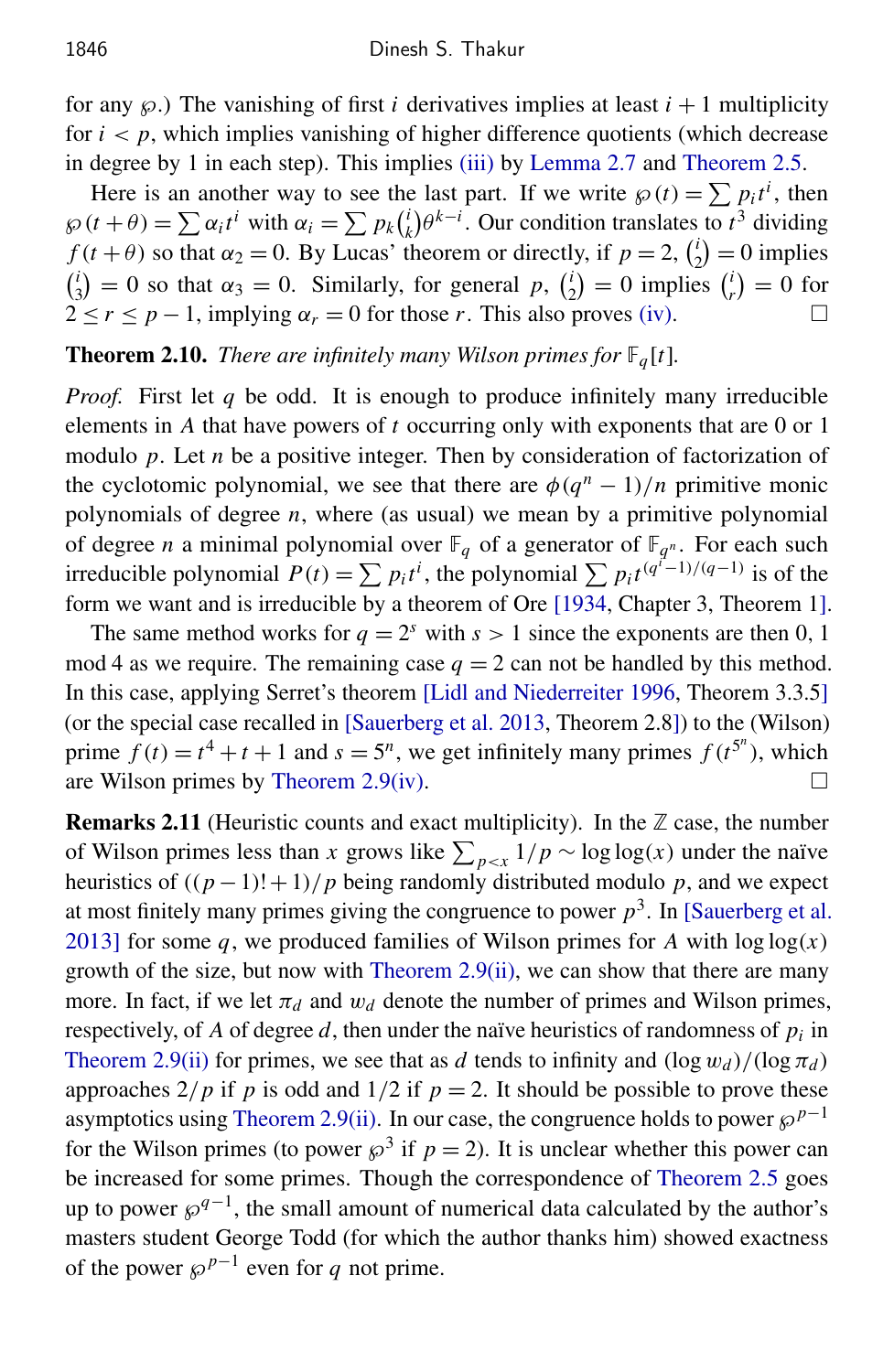for any $\wp$.) The vanishing of first $i$ derivatives implies at least $i+1$ multiplicity for $i < p$, which implies vanishing of higher difference quotients (which decrease in degree by 1 in each step). This implies (iii) by Lemma 2.7 and Theorem 2.5.

Here is an another way to see the last part. If we write $\wp(t) = \sum p_i t^i$, then $\wp(t+\theta) = \sum \alpha_i t^i$ with $\alpha_i = \sum p_k \binom{i}{k} \theta^{k-i}$. Our condition translates to $t^3$ dividing $f(t+\theta)$ so that $\alpha_2 = 0$. By Lucas' theorem or directly, if $p=2$, $\binom{i}{2} = 0$ implies $\binom{i}{3} = 0$ so that $\alpha_3 = 0$. Similarly, for general $p$, $\binom{i}{2} = 0$ implies $\binom{i}{r} = 0$ for $2 \le r \le p-1$, implying $\alpha_r = 0$ for those $r$. This also proves (iv). □

**Theorem 2.10.** *There are infinitely many Wilson primes for $\mathbb{F}_q[t]$.*

*Proof.* First let $q$ be odd. It is enough to produce infinitely many irreducible elements in $A$ that have powers of $t$ occurring only with exponents that are 0 or 1 modulo $p$. Let $n$ be a positive integer. Then by consideration of factorization of the cyclotomic polynomial, we see that there are $\phi(q^n-1)/n$ primitive monic polynomials of degree $n$, where (as usual) we mean by a primitive polynomial of degree $n$ a minimal polynomial over $\mathbb{F}_q$ of a generator of $\mathbb{F}_{q^n}$. For each such irreducible polynomial $P(t) = \sum p_i t^i$, the polynomial $\sum p_i t^{(q^i-1)/(q-1)}$ is of the form we want and is irreducible by a theorem of Ore [1934, Chapter 3, Theorem 1].

The same method works for $q = 2^s$ with $s > 1$ since the exponents are then 0, 1 mod 4 as we require. The remaining case $q=2$ can not be handled by this method. In this case, applying Serret's theorem [Lidl and Niederreiter 1996, Theorem 3.3.5] (or the special case recalled in [Sauerberg et al. 2013, Theorem 2.8]) to the (Wilson) prime $f(t) = t^4+t+1$ and $s = 5^n$, we get infinitely many primes $f(t^{5^n})$, which are Wilson primes by Theorem 2.9(iv). □

**Remarks 2.11** (Heuristic counts and exact multiplicity). In the $\mathbb{Z}$ case, the number of Wilson primes less than $x$ grows like $\sum_{p<x} 1/p \sim \log\log(x)$ under the naïve heuristics of $((p-1)!+1)/p$ being randomly distributed modulo $p$, and we expect at most finitely many primes giving the congruence to power $p^3$. In [Sauerberg et al. 2013] for some $q$, we produced families of Wilson primes for $A$ with $\log\log(x)$ growth of the size, but now with Theorem 2.9(ii), we can show that there are many more. In fact, if we let $\pi_d$ and $w_d$ denote the number of primes and Wilson primes, respectively, of $A$ of degree $d$, then under the naïve heuristics of randomness of $p_i$ in Theorem 2.9(ii) for primes, we see that as $d$ tends to infinity and $(\log w_d)/(\log \pi_d)$ approaches $2/p$ if $p$ is odd and $1/2$ if $p=2$. It should be possible to prove these asymptotics using Theorem 2.9(ii). In our case, the congruence holds to power $\wp^{p-1}$ for the Wilson primes (to power $\wp^3$ if $p=2$). It is unclear whether this power can be increased for some primes. Though the correspondence of Theorem 2.5 goes up to power $\wp^{q-1}$, the small amount of numerical data calculated by the author's masters student George Todd (for which the author thanks him) showed exactness of the power $\wp^{p-1}$ even for $q$ not prime.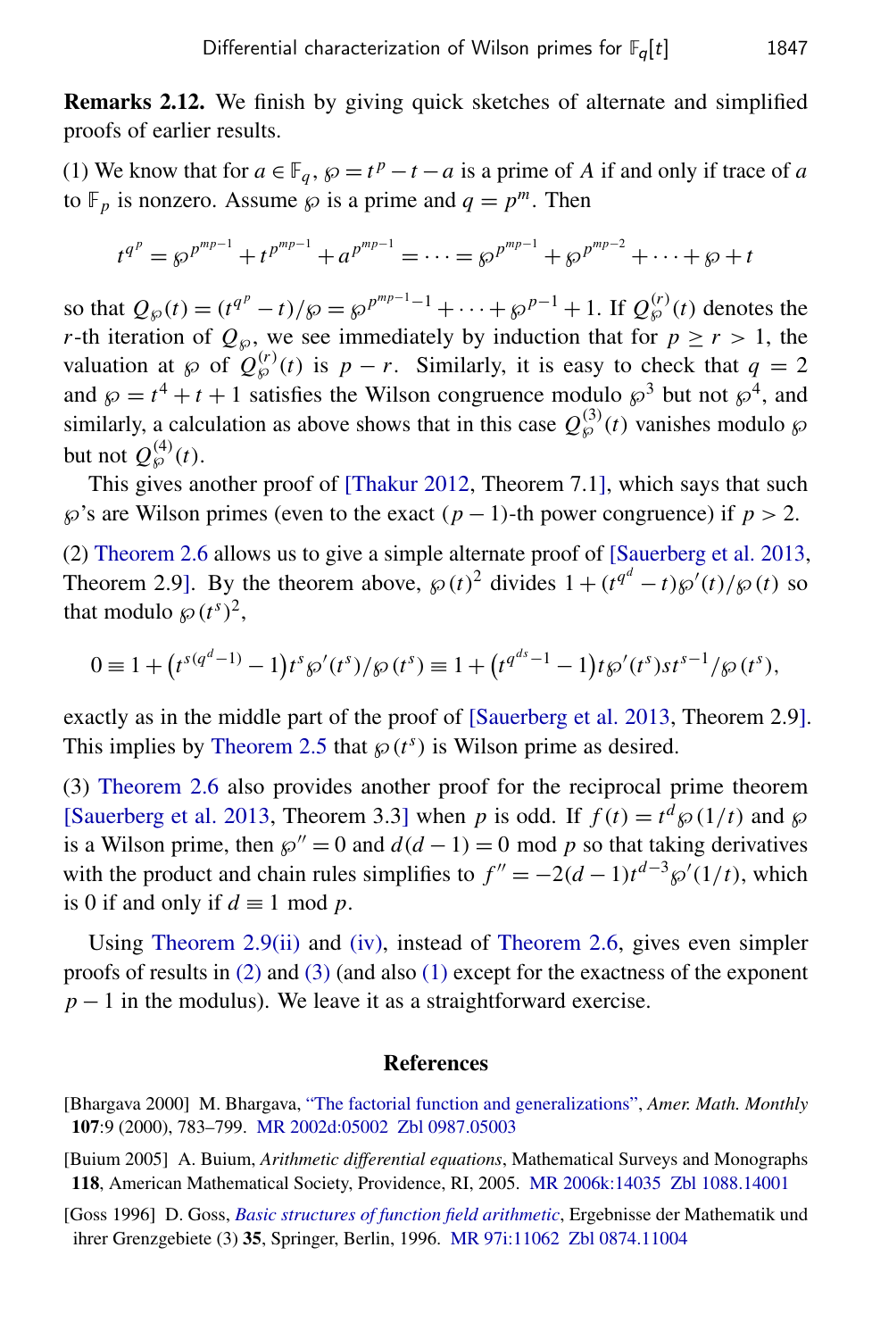**Remarks 2.12.** We finish by giving quick sketches of alternate and simplified proofs of earlier results.

(1) We know that for $a \in \mathbb{F}_q$, $\wp = t^p - t - a$ is a prime of $A$ if and only if trace of $a$ to $\mathbb{F}_p$ is nonzero. Assume $\wp$ is a prime and $q = p^m$. Then

$$t^{q^p} = \wp^{p^{mp-1}} + t^{p^{mp-1}} + a^{p^{mp-1}} = \cdots = \wp^{p^{mp-1}} + \wp^{p^{mp-2}} + \cdots + \wp + t$$

so that $Q_\wp(t) = (t^{q^p} - t)/\wp = \wp^{p^{mp-1}-1} + \cdots + \wp^{p-1} + 1$. If $Q_\wp^{(r)}(t)$ denotes the $r$-th iteration of $Q_\wp$, we see immediately by induction that for $p \geq r > 1$, the valuation at $\wp$ of $Q_\wp^{(r)}(t)$ is $p - r$. Similarly, it is easy to check that $q = 2$ and $\wp = t^4 + t + 1$ satisfies the Wilson congruence modulo $\wp^3$ but not $\wp^4$, and similarly, a calculation as above shows that in this case $Q_\wp^{(3)}(t)$ vanishes modulo $\wp$ but not $Q_\wp^{(4)}(t)$.

This gives another proof of [Thakur 2012, Theorem 7.1], which says that such $\wp$'s are Wilson primes (even to the exact $(p-1)$-th power congruence) if $p > 2$.

(2) Theorem 2.6 allows us to give a simple alternate proof of [Sauerberg et al. 2013, Theorem 2.9]. By the theorem above, $\wp(t)^2$ divides $1 + (t^{q^d} - t)\wp'(t)/\wp(t)$ so that modulo $\wp(t^s)^2$,

$$0 \equiv 1 + \left(t^{s(q^d-1)} - 1\right)t^s \wp'(t^s)/\wp(t^s) \equiv 1 + \left(t^{q^{ds}-1} - 1\right)t\wp'(t^s)st^{s-1}/\wp(t^s),$$

exactly as in the middle part of the proof of [Sauerberg et al. 2013, Theorem 2.9]. This implies by Theorem 2.5 that $\wp(t^s)$ is Wilson prime as desired.

(3) Theorem 2.6 also provides another proof for the reciprocal prime theorem [Sauerberg et al. 2013, Theorem 3.3] when $p$ is odd. If $f(t) = t^d \wp(1/t)$ and $\wp$ is a Wilson prime, then $\wp'' = 0$ and $d(d-1) = 0 \bmod p$ so that taking derivatives with the product and chain rules simplifies to $f'' = -2(d-1)t^{d-3}\wp'(1/t)$, which is 0 if and only if $d \equiv 1 \bmod p$.

Using Theorem 2.9(ii) and (iv), instead of Theorem 2.6, gives even simpler proofs of results in (2) and (3) (and also (1) except for the exactness of the exponent $p - 1$ in the modulus). We leave it as a straightforward exercise.

## References

[Bhargava 2000] M. Bhargava, "The factorial function and generalizations", *Amer. Math. Monthly* **107**:9 (2000), 783–799. MR 2002d:05002 Zbl 0987.05003

[Buium 2005] A. Buium, *Arithmetic differential equations*, Mathematical Surveys and Monographs **118**, American Mathematical Society, Providence, RI, 2005. MR 2006k:14035 Zbl 1088.14001

[Goss 1996] D. Goss, *Basic structures of function field arithmetic*, Ergebnisse der Mathematik und ihrer Grenzgebiete (3) **35**, Springer, Berlin, 1996. MR 97i:11062 Zbl 0874.11004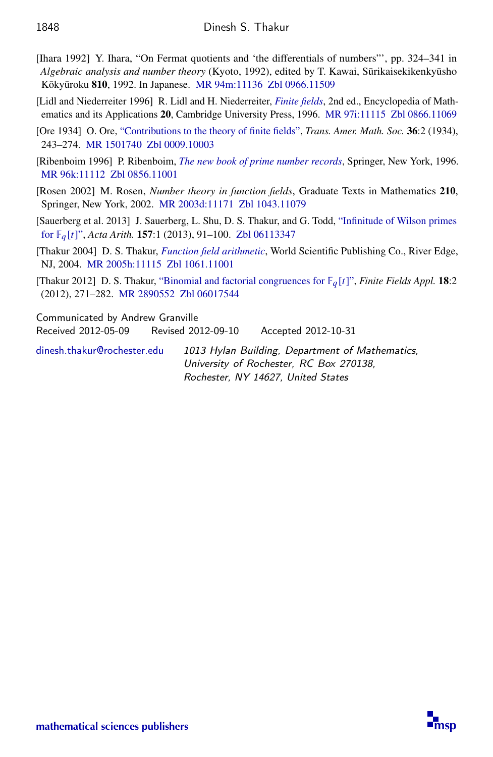[Ihara 1992] Y. Ihara, "On Fermat quotients and 'the differentials of numbers"', pp. 324–341 in *Algebraic analysis and number theory* (Kyoto, 1992), edited by T. Kawai, Sūrikaisekikenkyūsho Kōkyūroku **810**, 1992. In Japanese. MR 94m:11136 Zbl 0966.11509

[Lidl and Niederreiter 1996] R. Lidl and H. Niederreiter, *Finite fields*, 2nd ed., Encyclopedia of Mathematics and its Applications **20**, Cambridge University Press, 1996. MR 97i:11115 Zbl 0866.11069

[Ore 1934] O. Ore, "Contributions to the theory of finite fields", *Trans. Amer. Math. Soc.* **36**:2 (1934), 243–274. MR 1501740 Zbl 0009.10003

[Ribenboim 1996] P. Ribenboim, *The new book of prime number records*, Springer, New York, 1996. MR 96k:11112 Zbl 0856.11001

[Rosen 2002] M. Rosen, *Number theory in function fields*, Graduate Texts in Mathematics **210**, Springer, New York, 2002. MR 2003d:11171 Zbl 1043.11079

[Sauerberg et al. 2013] J. Sauerberg, L. Shu, D. S. Thakur, and G. Todd, "Infinitude of Wilson primes for $\mathbb{F}_q[t]$", *Acta Arith.* **157**:1 (2013), 91–100. Zbl 06113347

[Thakur 2004] D. S. Thakur, *Function field arithmetic*, World Scientific Publishing Co., River Edge, NJ, 2004. MR 2005h:11115 Zbl 1061.11001

[Thakur 2012] D. S. Thakur, "Binomial and factorial congruences for $\mathbb{F}_q[t]$", *Finite Fields Appl.* **18**:2 (2012), 271–282. MR 2890552 Zbl 06017544

Communicated by Andrew Granville
Received 2012-05-09 Revised 2012-09-10 Accepted 2012-10-31

dinesh.thakur@rochester.edu *1013 Hylan Building, Department of Mathematics, University of Rochester, RC Box 270138, Rochester, NY 14627, United States*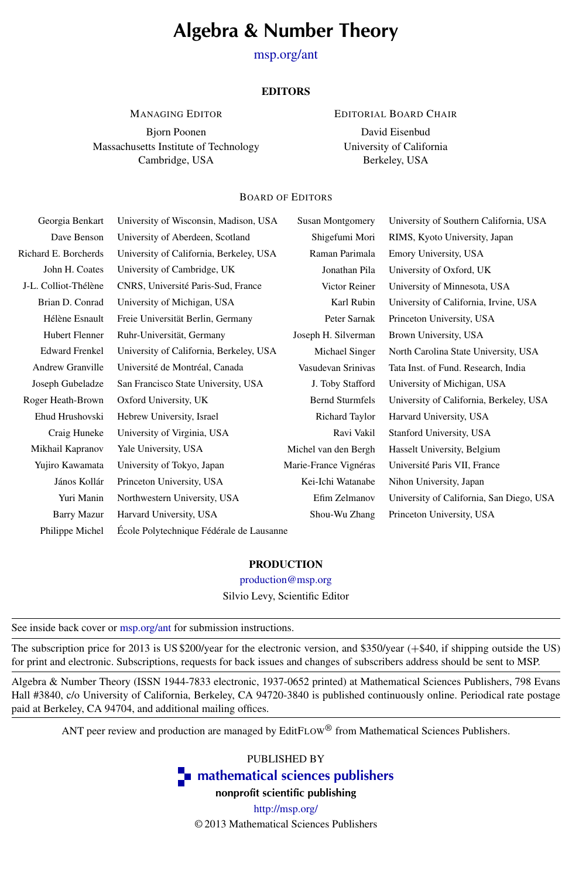# Algebra & Number Theory

msp.org/ant

## EDITORS

**MANAGING EDITOR**

Bjorn Poonen
Massachusetts Institute of Technology
Cambridge, USA

**EDITORIAL BOARD CHAIR**

David Eisenbud
University of California
Berkeley, USA

### BOARD OF EDITORS

| | | | |
|---|---|---|---|
| Georgia Benkart | University of Wisconsin, Madison, USA | Susan Montgomery | University of Southern California, USA |
| Dave Benson | University of Aberdeen, Scotland | Shigefumi Mori | RIMS, Kyoto University, Japan |
| Richard E. Borcherds | University of California, Berkeley, USA | Raman Parimala | Emory University, USA |
| John H. Coates | University of Cambridge, UK | Jonathan Pila | University of Oxford, UK |
| J-L. Colliot-Thélène | CNRS, Université Paris-Sud, France | Victor Reiner | University of Minnesota, USA |
| Brian D. Conrad | University of Michigan, USA | Karl Rubin | University of California, Irvine, USA |
| Hélène Esnault | Freie Universität Berlin, Germany | Peter Sarnak | Princeton University, USA |
| Hubert Flenner | Ruhr-Universität, Germany | Joseph H. Silverman | Brown University, USA |
| Edward Frenkel | University of California, Berkeley, USA | Michael Singer | North Carolina State University, USA |
| Andrew Granville | Université de Montréal, Canada | Vasudevan Srinivas | Tata Inst. of Fund. Research, India |
| Joseph Gubeladze | San Francisco State University, USA | J. Toby Stafford | University of Michigan, USA |
| Roger Heath-Brown | Oxford University, UK | Bernd Sturmfels | University of California, Berkeley, USA |
| Ehud Hrushovski | Hebrew University, Israel | Richard Taylor | Harvard University, USA |
| Craig Huneke | University of Virginia, USA | Ravi Vakil | Stanford University, USA |
| Mikhail Kapranov | Yale University, USA | Michel van den Bergh | Hasselt University, Belgium |
| Yujiro Kawamata | University of Tokyo, Japan | Marie-France Vignéras | Université Paris VII, France |
| János Kollár | Princeton University, USA | Kei-Ichi Watanabe | Nihon University, Japan |
| Yuri Manin | Northwestern University, USA | Efim Zelmanov | University of California, San Diego, USA |
| Barry Mazur | Harvard University, USA | Shou-Wu Zhang | Princeton University, USA |
| Philippe Michel | École Polytechnique Fédérale de Lausanne | | |

## PRODUCTION

production@msp.org

Silvio Levy, Scientific Editor

---

See inside back cover or msp.org/ant for submission instructions.

The subscription price for 2013 is US $200/year for the electronic version, and $350/year (+$40, if shipping outside the US) for print and electronic. Subscriptions, requests for back issues and changes of subscribers address should be sent to MSP.

Algebra & Number Theory (ISSN 1944-7833 electronic, 1937-0652 printed) at Mathematical Sciences Publishers, 798 Evans Hall #3840, c/o University of California, Berkeley, CA 94720-3840 is published continuously online. Periodical rate postage paid at Berkeley, CA 94704, and additional mailing offices.

ANT peer review and production are managed by EditFlow® from Mathematical Sciences Publishers.

PUBLISHED BY

**mathematical sciences publishers**

**nonprofit scientific publishing**

http://msp.org/

© 2013 Mathematical Sciences Publishers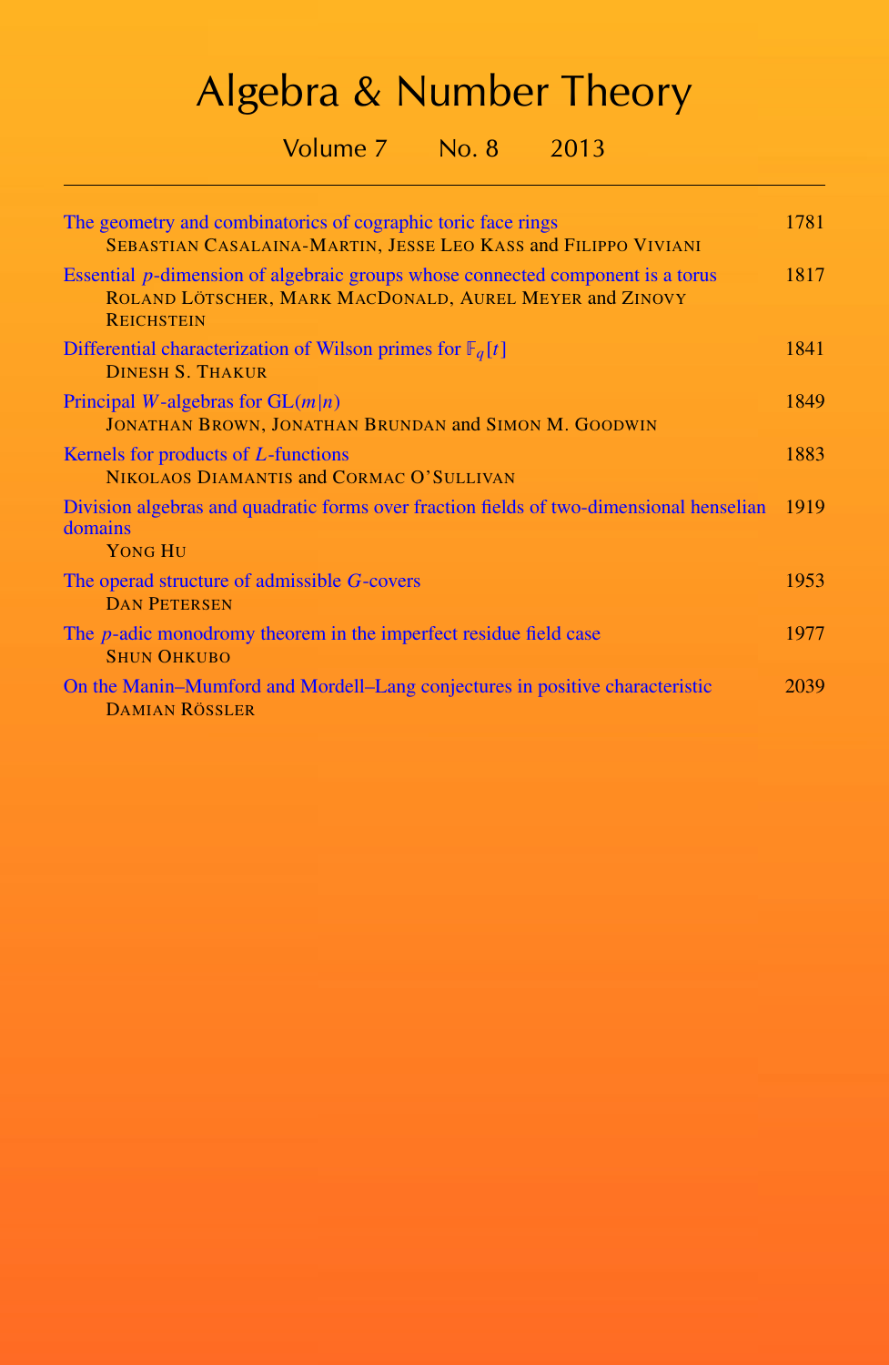# Algebra & Number Theory

Volume 7 No. 8 2013

The geometry and combinatorics of cographic toric face rings — 1781
Sebastian Casalaina-Martin, Jesse Leo Kass and Filippo Viviani

Essential $p$-dimension of algebraic groups whose connected component is a torus — 1817
Roland Lötscher, Mark MacDonald, Aurel Meyer and Zinovy Reichstein

Differential characterization of Wilson primes for $\mathbb{F}_q[t]$ — 1841
Dinesh S. Thakur

Principal $W$-algebras for $\mathrm{GL}(m|n)$ — 1849
Jonathan Brown, Jonathan Brundan and Simon M. Goodwin

Kernels for products of $L$-functions — 1883
Nikolaos Diamantis and Cormac O'Sullivan

Division algebras and quadratic forms over fraction fields of two-dimensional henselian domains — 1919
Yong Hu

The operad structure of admissible $G$-covers — 1953
Dan Petersen

The $p$-adic monodromy theorem in the imperfect residue field case — 1977
Shun Ohkubo

On the Manin–Mumford and Mordell–Lang conjectures in positive characteristic — 2039
Damian Rössler